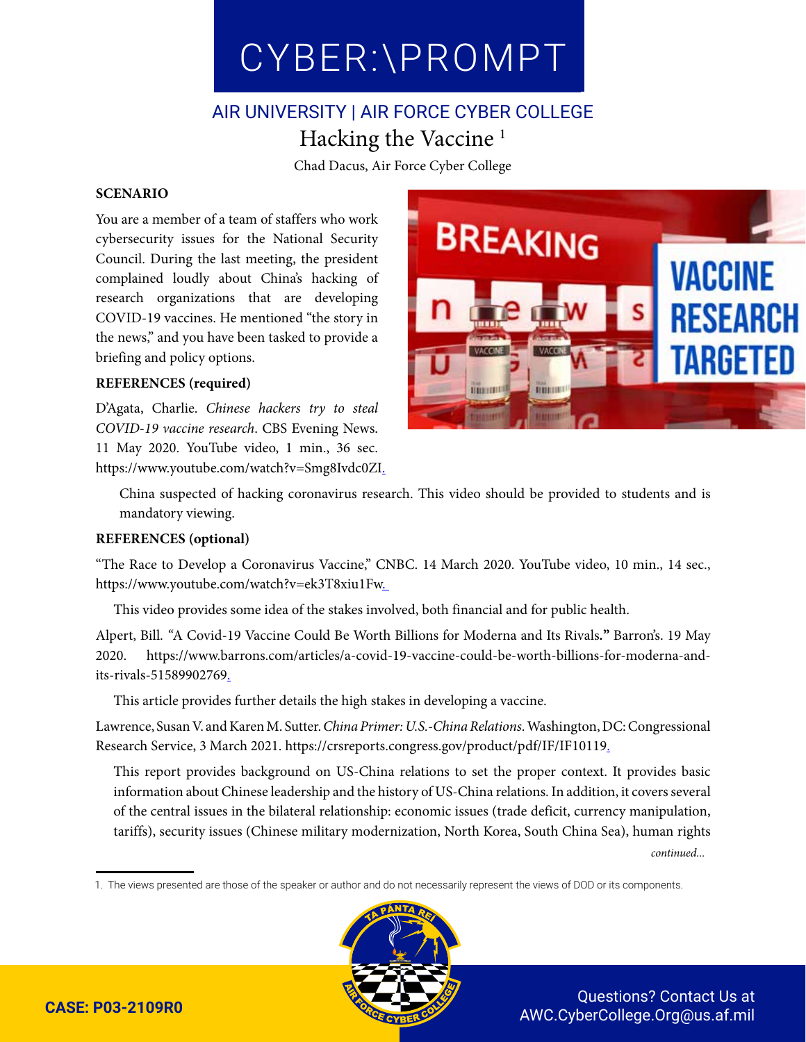# CYBER:\PROMPT

## AIR UNIVERSITY | AIR FORCE CYBER COLLEGE

# Hacking the Vaccine [1]

Chad Dacus, Air Force Cyber College

**SCENARIO**

You are a member of a team of staffers who work cybersecurity issues for the National Security Council. During the last meeting, the president complained loudly about China's hacking of research organizations that are developing COVID-19 vaccines. He mentioned "the story in the news," and you have been tasked to provide a briefing and policy options.

**REFERENCES (required)**

D'Agata, Charlie. *Chinese hackers try to steal COVID-19 vaccine research*. CBS Evening News. 11 May 2020. YouTube video, 1 min., 36 sec. https://www.youtube.com/watch?v=Smg8Ivdc0ZI.

China suspected of hacking coronavirus research. This video should be provided to students and is mandatory viewing.

**REFERENCES (optional)**

"The Race to Develop a Coronavirus Vaccine," CNBC. 14 March 2020. YouTube video, 10 min., 14 sec., https://www.youtube.com/watch?v=ek3T8xiu1Fw.

This video provides some idea of the stakes involved, both financial and for public health.

Alpert, Bill. "A Covid-19 Vaccine Could Be Worth Billions for Moderna and Its Rivals**."** Barron's. 19 May 2020. https://www.barrons.com/articles/a-covid-19-vaccine-could-be-worth-billions-for-moderna-and-its-rivals-51589902769.

This article provides further details the high stakes in developing a vaccine.

Lawrence, Susan V. and Karen M. Sutter. *China Primer: U.S.-China Relations*. Washington, DC: Congressional Research Service, 3 March 2021. https://crsreports.congress.gov/product/pdf/IF/IF10119.

This report provides background on US-China relations to set the proper context. It provides basic information about Chinese leadership and the history of US-China relations. In addition, it covers several of the central issues in the bilateral relationship: economic issues (trade deficit, currency manipulation, tariffs), security issues (Chinese military modernization, North Korea, South China Sea), human rights

*continued...*

1. The views presented are those of the speaker or author and do not necessarily represent the views of DOD or its components.

**CASE: P03-2109R0**

Questions? Contact Us at AWC.CyberCollege.Org@us.af.mil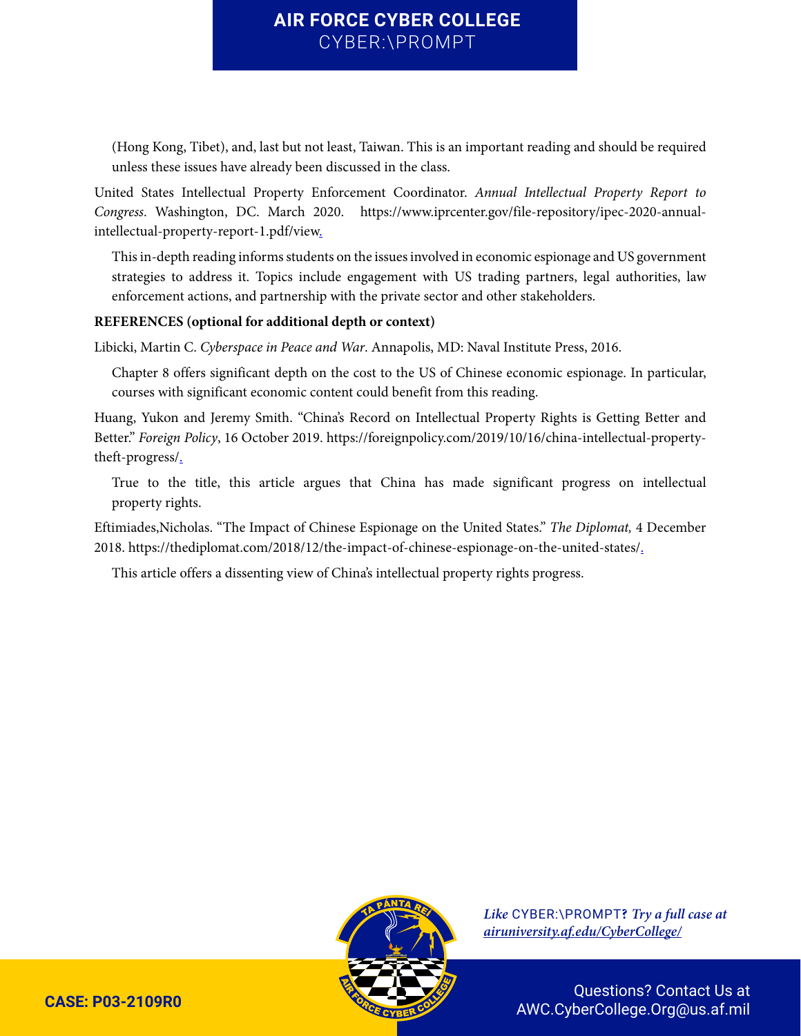(Hong Kong, Tibet), and, last but not least, Taiwan. This is an important reading and should be required unless these issues have already been discussed in the class.

United States Intellectual Property Enforcement Coordinator. *Annual Intellectual Property Report to Congress*. Washington, DC. March 2020. https://www.iprcenter.gov/file-repository/ipec-2020-annual-intellectual-property-report-1.pdf/view.

This in-depth reading informs students on the issues involved in economic espionage and US government strategies to address it. Topics include engagement with US trading partners, legal authorities, law enforcement actions, and partnership with the private sector and other stakeholders.

**REFERENCES (optional for additional depth or context)**

Libicki, Martin C. *Cyberspace in Peace and War*. Annapolis, MD: Naval Institute Press, 2016.

Chapter 8 offers significant depth on the cost to the US of Chinese economic espionage. In particular, courses with significant economic content could benefit from this reading.

Huang, Yukon and Jeremy Smith. "China's Record on Intellectual Property Rights is Getting Better and Better." *Foreign Policy*, 16 October 2019. https://foreignpolicy.com/2019/10/16/china-intellectual-property-theft-progress/.

True to the title, this article argues that China has made significant progress on intellectual property rights.

Eftimiades,Nicholas. "The Impact of Chinese Espionage on the United States." *The Diplomat,* 4 December 2018. https://thediplomat.com/2018/12/the-impact-of-chinese-espionage-on-the-united-states/.

This article offers a dissenting view of China's intellectual property rights progress.

*Like* CYBER:\PROMPT**?** ***Try a full case at [airuniversity.af.edu/CyberCollege/](airuniversity.af.edu/CyberCollege/)***

**CASE: P03-2109R0**

Questions? Contact Us at AWC.CyberCollege.Org@us.af.mil